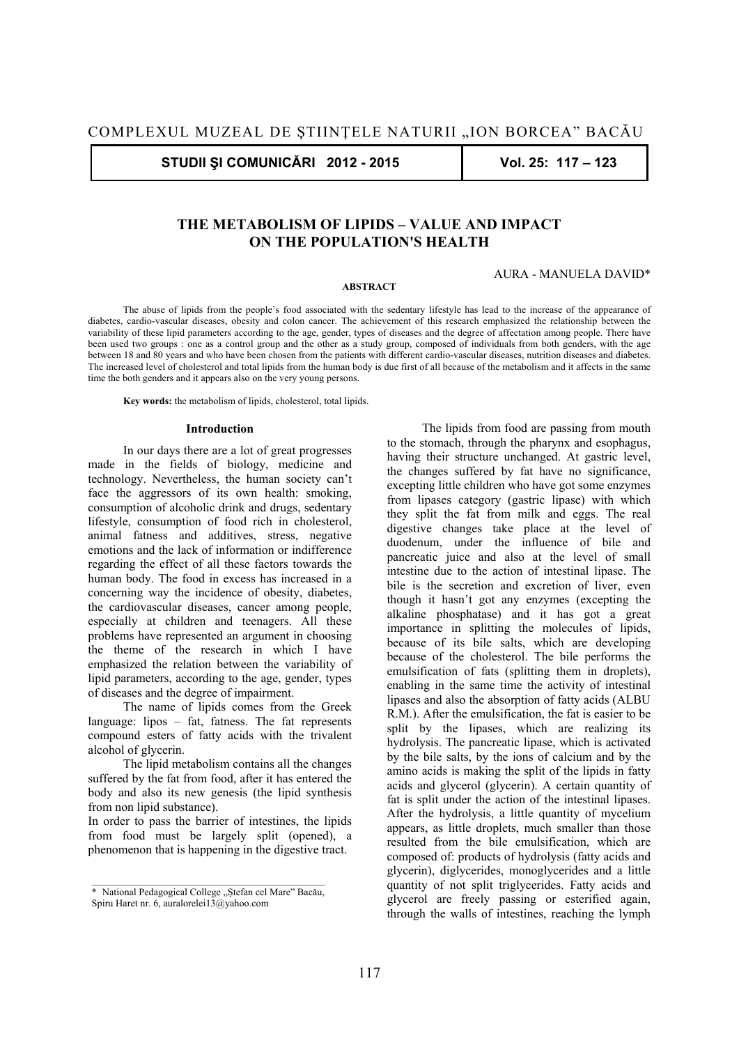# THE METABOLISM OF LIPIDS – VALUE AND IMPACT ON THE POPULATION'S HEALTH

AURA - MANUELA DAVID*

**ABSTRACT**

The abuse of lipids from the people's food associated with the sedentary lifestyle has lead to the increase of the appearance of diabetes, cardio-vascular diseases, obesity and colon cancer. The achievement of this research emphasized the relationship between the variability of these lipid parameters according to the age, gender, types of diseases and the degree of affectation among people. There have been used two groups : one as a control group and the other as a study group, composed of individuals from both genders, with the age between 18 and 80 years and who have been chosen from the patients with different cardio-vascular diseases, nutrition diseases and diabetes. The increased level of cholesterol and total lipids from the human body is due first of all because of the metabolism and it affects in the same time the both genders and it appears also on the very young persons.

**Key words:** the metabolism of lipids, cholesterol, total lipids.

## Introduction

In our days there are a lot of great progresses made in the fields of biology, medicine and technology. Nevertheless, the human society can't face the aggressors of its own health: smoking, consumption of alcoholic drink and drugs, sedentary lifestyle, consumption of food rich in cholesterol, animal fatness and additives, stress, negative emotions and the lack of information or indifference regarding the effect of all these factors towards the human body. The food in excess has increased in a concerning way the incidence of obesity, diabetes, the cardiovascular diseases, cancer among people, especially at children and teenagers. All these problems have represented an argument in choosing the theme of the research in which I have emphasized the relation between the variability of lipid parameters, according to the age, gender, types of diseases and the degree of impairment.

The name of lipids comes from the Greek language: lipos – fat, fatness. The fat represents compound esters of fatty acids with the trivalent alcohol of glycerin.

The lipid metabolism contains all the changes suffered by the fat from food, after it has entered the body and also its new genesis (the lipid synthesis from non lipid substance).

In order to pass the barrier of intestines, the lipids from food must be largely split (opened), a phenomenon that is happening in the digestive tract.

The lipids from food are passing from mouth to the stomach, through the pharynx and esophagus, having their structure unchanged. At gastric level, the changes suffered by fat have no significance, excepting little children who have got some enzymes from lipases category (gastric lipase) with which they split the fat from milk and eggs. The real digestive changes take place at the level of duodenum, under the influence of bile and pancreatic juice and also at the level of small intestine due to the action of intestinal lipase. The bile is the secretion and excretion of liver, even though it hasn't got any enzymes (excepting the alkaline phosphatase) and it has got a great importance in splitting the molecules of lipids, because of its bile salts, which are developing because of the cholesterol. The bile performs the emulsification of fats (splitting them in droplets), enabling in the same time the activity of intestinal lipases and also the absorption of fatty acids (ALBU R.M.). After the emulsification, the fat is easier to be split by the lipases, which are realizing its hydrolysis. The pancreatic lipase, which is activated by the bile salts, by the ions of calcium and by the amino acids is making the split of the lipids in fatty acids and glycerol (glycerin). A certain quantity of fat is split under the action of the intestinal lipases. After the hydrolysis, a little quantity of mycelium appears, as little droplets, much smaller than those resulted from the bile emulsification, which are composed of: products of hydrolysis (fatty acids and glycerin), diglycerides, monoglycerides and a little quantity of not split triglycerides. Fatty acids and glycerol are freely passing or esterified again, through the walls of intestines, reaching the lymph

---

\* National Pedagogical College „Ştefan cel Mare" Bacău, Spiru Haret nr. 6, auralorelei13@yahoo.com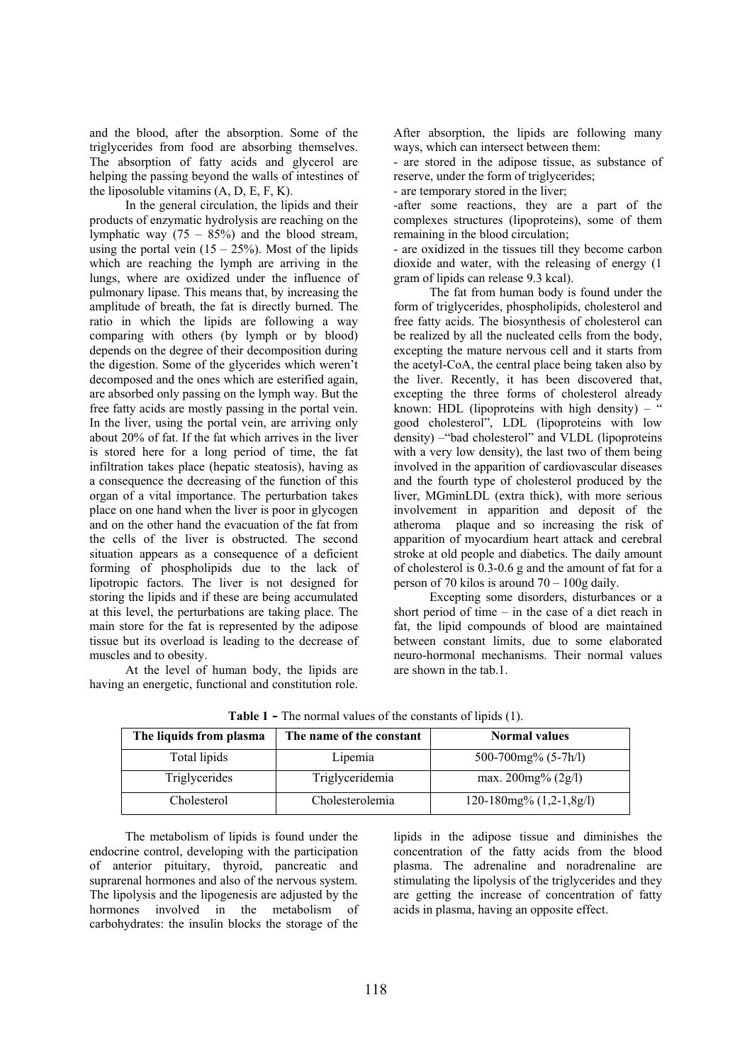and the blood, after the absorption. Some of the triglycerides from food are absorbing themselves. The absorption of fatty acids and glycerol are helping the passing beyond the walls of intestines of the liposoluble vitamins (A, D, E, F, K).

In the general circulation, the lipids and their products of enzymatic hydrolysis are reaching on the lymphatic way (75 – 85%) and the blood stream, using the portal vein (15 – 25%). Most of the lipids which are reaching the lymph are arriving in the lungs, where are oxidized under the influence of pulmonary lipase. This means that, by increasing the amplitude of breath, the fat is directly burned. The ratio in which the lipids are following a way comparing with others (by lymph or by blood) depends on the degree of their decomposition during the digestion. Some of the glycerides which weren't decomposed and the ones which are esterified again, are absorbed only passing on the lymph way. But the free fatty acids are mostly passing in the portal vein. In the liver, using the portal vein, are arriving only about 20% of fat. If the fat which arrives in the liver is stored here for a long period of time, the fat infiltration takes place (hepatic steatosis), having as a consequence the decreasing of the function of this organ of a vital importance. The perturbation takes place on one hand when the liver is poor in glycogen and on the other hand the evacuation of the fat from the cells of the liver is obstructed. The second situation appears as a consequence of a deficient forming of phospholipids due to the lack of lipotropic factors. The liver is not designed for storing the lipids and if these are being accumulated at this level, the perturbations are taking place. The main store for the fat is represented by the adipose tissue but its overload is leading to the decrease of muscles and to obesity.

At the level of human body, the lipids are having an energetic, functional and constitution role. After absorption, the lipids are following many ways, which can intersect between them:

- are stored in the adipose tissue, as substance of reserve, under the form of triglycerides;
- are temporary stored in the liver;
- after some reactions, they are a part of the complexes structures (lipoproteins), some of them remaining in the blood circulation;
- are oxidized in the tissues till they become carbon dioxide and water, with the releasing of energy (1 gram of lipids can release 9.3 kcal).

The fat from human body is found under the form of triglycerides, phospholipids, cholesterol and free fatty acids. The biosynthesis of cholesterol can be realized by all the nucleated cells from the body, excepting the mature nervous cell and it starts from the acetyl-CoA, the central place being taken also by the liver. Recently, it has been discovered that, excepting the three forms of cholesterol already known: HDL (lipoproteins with high density) – " good cholesterol", LDL (lipoproteins with low density) –"bad cholesterol" and VLDL (lipoproteins with a very low density), the last two of them being involved in the apparition of cardiovascular diseases and the fourth type of cholesterol produced by the liver, MGminLDL (extra thick), with more serious involvement in apparition and deposit of the atheroma plaque and so increasing the risk of apparition of myocardium heart attack and cerebral stroke at old people and diabetics. The daily amount of cholesterol is 0.3-0.6 g and the amount of fat for a person of 70 kilos is around 70 – 100g daily.

Excepting some disorders, disturbances or a short period of time – in the case of a diet reach in fat, the lipid compounds of blood are maintained between constant limits, due to some elaborated neuro-hormonal mechanisms. Their normal values are shown in the tab.1.

**Table 1 -** The normal values of the constants of lipids (1).

| The liquids from plasma | The name of the constant | Normal values |
|---|---|---|
| Total lipids | Lipemia | 500-700mg% (5-7h/l) |
| Triglycerides | Triglyceridemia | max. 200mg% (2g/l) |
| Cholesterol | Cholesterolemia | 120-180mg% (1,2-1,8g/l) |

The metabolism of lipids is found under the endocrine control, developing with the participation of anterior pituitary, thyroid, pancreatic and suprarenal hormones and also of the nervous system. The lipolysis and the lipogenesis are adjusted by the hormones involved in the metabolism of carbohydrates: the insulin blocks the storage of the lipids in the adipose tissue and diminishes the concentration of the fatty acids from the blood plasma. The adrenaline and noradrenaline are stimulating the lipolysis of the triglycerides and they are getting the increase of concentration of fatty acids in plasma, having an opposite effect.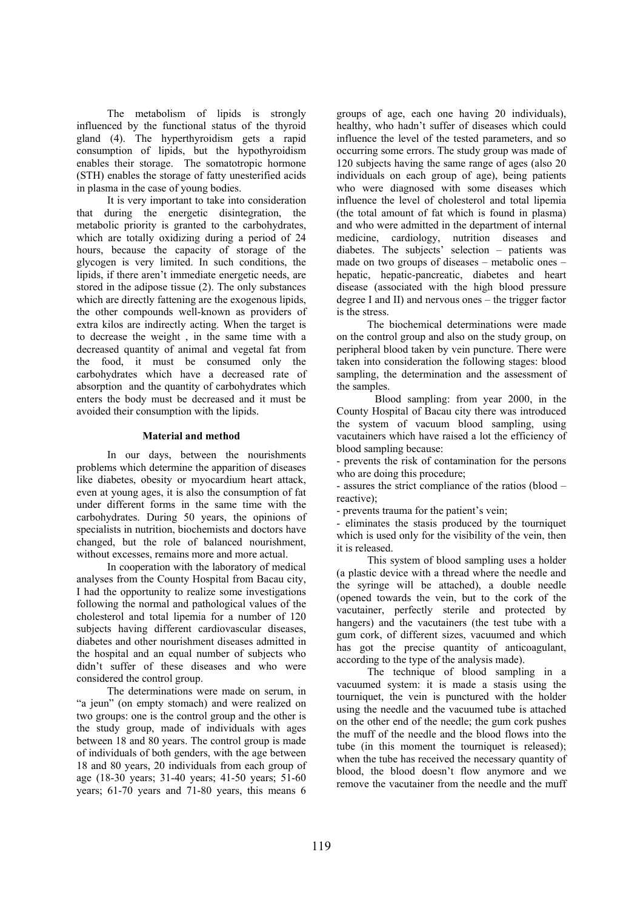The metabolism of lipids is strongly influenced by the functional status of the thyroid gland (4). The hyperthyroidism gets a rapid consumption of lipids, but the hypothyroidism enables their storage. The somatotropic hormone (STH) enables the storage of fatty unesterified acids in plasma in the case of young bodies.

It is very important to take into consideration that during the energetic disintegration, the metabolic priority is granted to the carbohydrates, which are totally oxidizing during a period of 24 hours, because the capacity of storage of the glycogen is very limited. In such conditions, the lipids, if there aren't immediate energetic needs, are stored in the adipose tissue (2). The only substances which are directly fattening are the exogenous lipids, the other compounds well-known as providers of extra kilos are indirectly acting. When the target is to decrease the weight , in the same time with a decreased quantity of animal and vegetal fat from the food, it must be consumed only the carbohydrates which have a decreased rate of absorption and the quantity of carbohydrates which enters the body must be decreased and it must be avoided their consumption with the lipids.

## Material and method

In our days, between the nourishments problems which determine the apparition of diseases like diabetes, obesity or myocardium heart attack, even at young ages, it is also the consumption of fat under different forms in the same time with the carbohydrates. During 50 years, the opinions of specialists in nutrition, biochemists and doctors have changed, but the role of balanced nourishment, without excesses, remains more and more actual.

In cooperation with the laboratory of medical analyses from the County Hospital from Bacau city, I had the opportunity to realize some investigations following the normal and pathological values of the cholesterol and total lipemia for a number of 120 subjects having different cardiovascular diseases, diabetes and other nourishment diseases admitted in the hospital and an equal number of subjects who didn't suffer of these diseases and who were considered the control group.

The determinations were made on serum, in "a jeun" (on empty stomach) and were realized on two groups: one is the control group and the other is the study group, made of individuals with ages between 18 and 80 years. The control group is made of individuals of both genders, with the age between 18 and 80 years, 20 individuals from each group of age (18-30 years; 31-40 years; 41-50 years; 51-60 years; 61-70 years and 71-80 years, this means 6 groups of age, each one having 20 individuals), healthy, who hadn't suffer of diseases which could influence the level of the tested parameters, and so occurring some errors. The study group was made of 120 subjects having the same range of ages (also 20 individuals on each group of age), being patients who were diagnosed with some diseases which influence the level of cholesterol and total lipemia (the total amount of fat which is found in plasma) and who were admitted in the department of internal medicine, cardiology, nutrition diseases and diabetes. The subjects' selection – patients was made on two groups of diseases – metabolic ones – hepatic, hepatic-pancreatic, diabetes and heart disease (associated with the high blood pressure degree I and II) and nervous ones – the trigger factor is the stress.

The biochemical determinations were made on the control group and also on the study group, on peripheral blood taken by vein puncture. There were taken into consideration the following stages: blood sampling, the determination and the assessment of the samples.

Blood sampling: from year 2000, in the County Hospital of Bacau city there was introduced the system of vacuum blood sampling, using vacutainers which have raised a lot the efficiency of blood sampling because:

- prevents the risk of contamination for the persons who are doing this procedure;
- assures the strict compliance of the ratios (blood – reactive);
- prevents trauma for the patient's vein;
- eliminates the stasis produced by the tourniquet which is used only for the visibility of the vein, then it is released.

This system of blood sampling uses a holder (a plastic device with a thread where the needle and the syringe will be attached), a double needle (opened towards the vein, but to the cork of the vacutainer, perfectly sterile and protected by hangers) and the vacutainers (the test tube with a gum cork, of different sizes, vacuumed and which has got the precise quantity of anticoagulant, according to the type of the analysis made).

The technique of blood sampling in a vacuumed system: it is made a stasis using the tourniquet, the vein is punctured with the holder using the needle and the vacuumed tube is attached on the other end of the needle; the gum cork pushes the muff of the needle and the blood flows into the tube (in this moment the tourniquet is released); when the tube has received the necessary quantity of blood, the blood doesn't flow anymore and we remove the vacutainer from the needle and the muff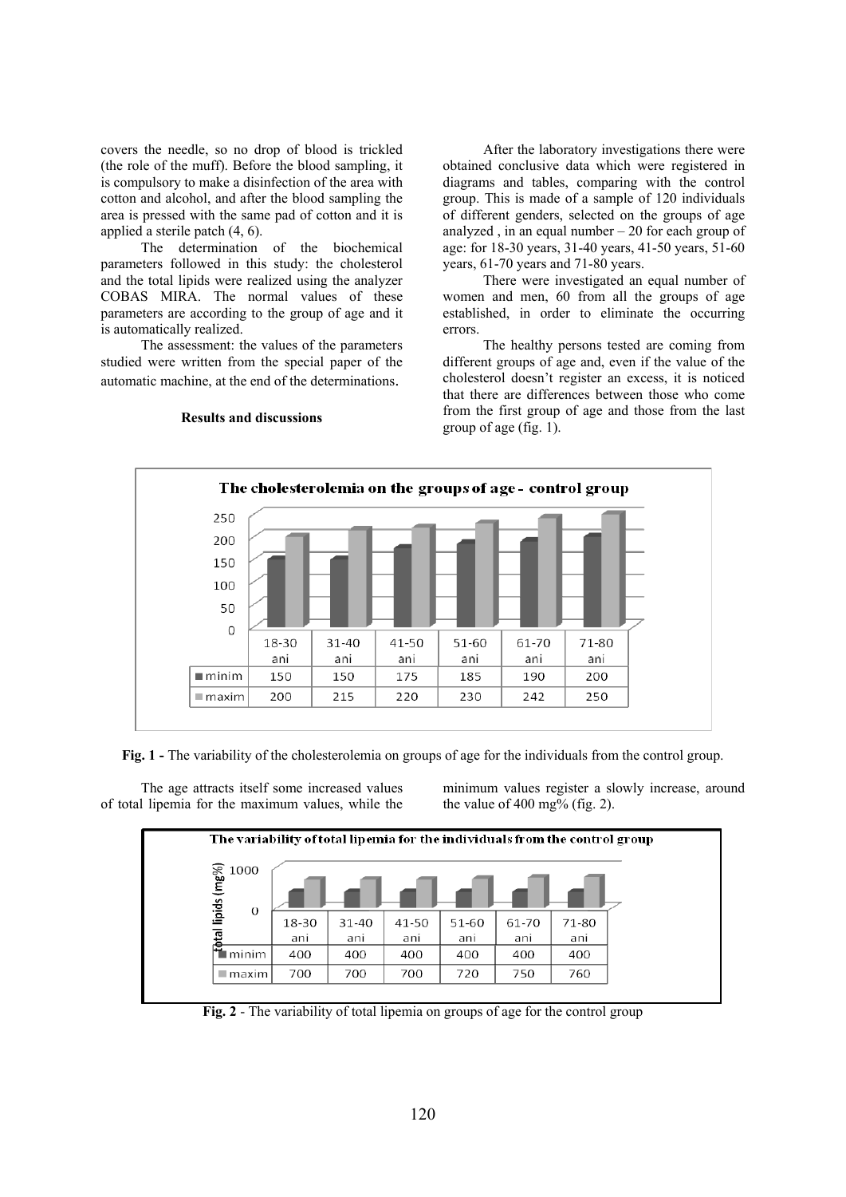covers the needle, so no drop of blood is trickled (the role of the muff). Before the blood sampling, it is compulsory to make a disinfection of the area with cotton and alcohol, and after the blood sampling the area is pressed with the same pad of cotton and it is applied a sterile patch (4, 6).

The determination of the biochemical parameters followed in this study: the cholesterol and the total lipids were realized using the analyzer COBAS MIRA. The normal values of these parameters are according to the group of age and it is automatically realized.

The assessment: the values of the parameters studied were written from the special paper of the automatic machine, at the end of the determinations.

## Results and discussions

After the laboratory investigations there were obtained conclusive data which were registered in diagrams and tables, comparing with the control group. This is made of a sample of 120 individuals of different genders, selected on the groups of age analyzed , in an equal number – 20 for each group of age: for 18-30 years, 31-40 years, 41-50 years, 51-60 years, 61-70 years and 71-80 years.

There were investigated an equal number of women and men, 60 from all the groups of age established, in order to eliminate the occurring errors.

The healthy persons tested are coming from different groups of age and, even if the value of the cholesterol doesn't register an excess, it is noticed that there are differences between those who come from the first group of age and those from the last group of age (fig. 1).

**The cholesterolemia on the groups of age - control group**

| | 18-30 ani | 31-40 ani | 41-50 ani | 51-60 ani | 61-70 ani | 71-80 ani |
|---|---|---|---|---|---|---|
| minim | 150 | 150 | 175 | 185 | 190 | 200 |
| maxim | 200 | 215 | 220 | 230 | 242 | 250 |

**Fig. 1 -** The variability of the cholesterolemia on groups of age for the individuals from the control group.

The age attracts itself some increased values of total lipemia for the maximum values, while the minimum values register a slowly increase, around the value of 400 mg% (fig. 2).

**The variability of total lipemia for the individuals from the control group**

| total lipids (mg%) | 18-30 ani | 31-40 ani | 41-50 ani | 51-60 ani | 61-70 ani | 71-80 ani |
|---|---|---|---|---|---|---|
| minim | 400 | 400 | 400 | 400 | 400 | 400 |
| maxim | 700 | 700 | 700 | 720 | 750 | 760 |

**Fig. 2** - The variability of total lipemia on groups of age for the control group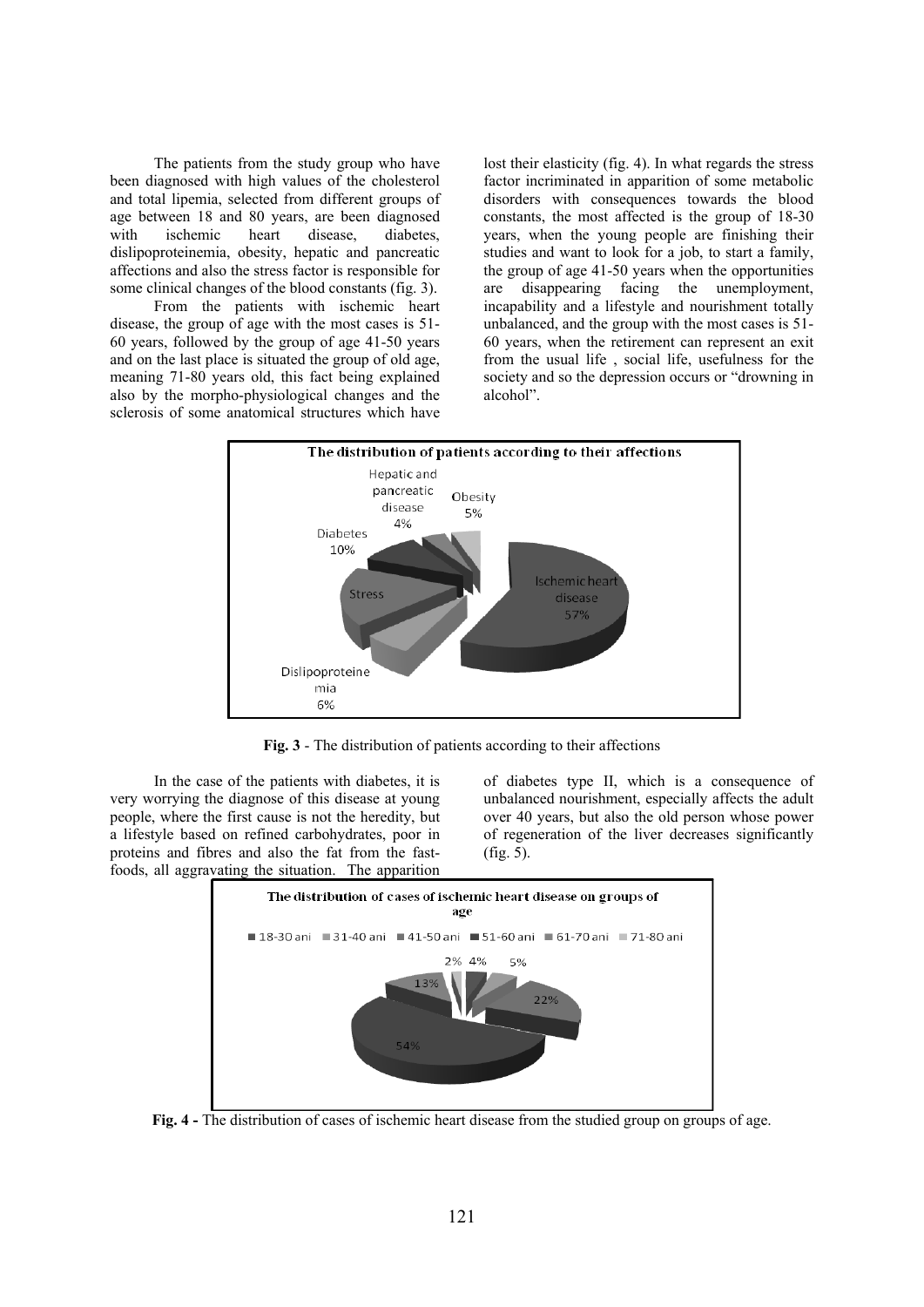The patients from the study group who have been diagnosed with high values of the cholesterol and total lipemia, selected from different groups of age between 18 and 80 years, are been diagnosed with ischemic heart disease, diabetes, dislipoproteinemia, obesity, hepatic and pancreatic affections and also the stress factor is responsible for some clinical changes of the blood constants (fig. 3).

From the patients with ischemic heart disease, the group of age with the most cases is 51-60 years, followed by the group of age 41-50 years and on the last place is situated the group of old age, meaning 71-80 years old, this fact being explained also by the morpho-physiological changes and the sclerosis of some anatomical structures which have lost their elasticity (fig. 4). In what regards the stress factor incriminated in apparition of some metabolic disorders with consequences towards the blood constants, the most affected is the group of 18-30 years, when the young people are finishing their studies and want to look for a job, to start a family, the group of age 41-50 years when the opportunities are disappearing facing the unemployment, incapability and a lifestyle and nourishment totally unbalanced, and the group with the most cases is 51-60 years, when the retirement can represent an exit from the usual life , social life, usefulness for the society and so the depression occurs or "drowning in alcohol".

**Fig. 3** - The distribution of patients according to their affections

In the case of the patients with diabetes, it is very worrying the diagnose of this disease at young people, where the first cause is not the heredity, but a lifestyle based on refined carbohydrates, poor in proteins and fibres and also the fat from the fast-foods, all aggravating the situation. The apparition of diabetes type II, which is a consequence of unbalanced nourishment, especially affects the adult over 40 years, but also the old person whose power of regeneration of the liver decreases significantly (fig. 5).

**Fig. 4 -** The distribution of cases of ischemic heart disease from the studied group on groups of age.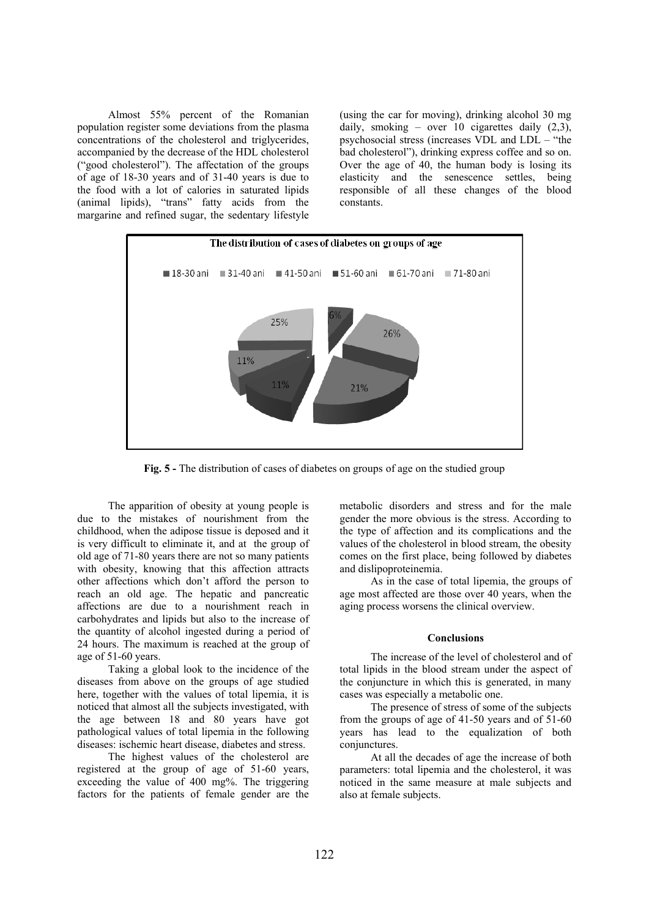Almost 55% percent of the Romanian population register some deviations from the plasma concentrations of the cholesterol and triglycerides, accompanied by the decrease of the HDL cholesterol ("good cholesterol"). The affectation of the groups of age of 18-30 years and of 31-40 years is due to the food with a lot of calories in saturated lipids (animal lipids), "trans" fatty acids from the margarine and refined sugar, the sedentary lifestyle (using the car for moving), drinking alcohol 30 mg daily, smoking – over 10 cigarettes daily (2,3), psychosocial stress (increases VDL and LDL – "the bad cholesterol"), drinking express coffee and so on. Over the age of 40, the human body is losing its elasticity and the senescence settles, being responsible of all these changes of the blood constants.

The distribution of cases of diabetes on groups of age

18-30 ani, 31-40 ani, 41-50 ani, 51-60 ani, 61-70 ani, 71-80 ani

6%, 26%, 21%, 11%, 11%, 25%

**Fig. 5 -** The distribution of cases of diabetes on groups of age on the studied group

The apparition of obesity at young people is due to the mistakes of nourishment from the childhood, when the adipose tissue is deposed and it is very difficult to eliminate it, and at the group of old age of 71-80 years there are not so many patients with obesity, knowing that this affection attracts other affections which don't afford the person to reach an old age. The hepatic and pancreatic affections are due to a nourishment reach in carbohydrates and lipids but also to the increase of the quantity of alcohol ingested during a period of 24 hours. The maximum is reached at the group of age of 51-60 years.

Taking a global look to the incidence of the diseases from above on the groups of age studied here, together with the values of total lipemia, it is noticed that almost all the subjects investigated, with the age between 18 and 80 years have got pathological values of total lipemia in the following diseases: ischemic heart disease, diabetes and stress.

The highest values of the cholesterol are registered at the group of age of 51-60 years, exceeding the value of 400 mg%. The triggering factors for the patients of female gender are the metabolic disorders and stress and for the male gender the more obvious is the stress. According to the type of affection and its complications and the values of the cholesterol in blood stream, the obesity comes on the first place, being followed by diabetes and dislipoproteinemia.

As in the case of total lipemia, the groups of age most affected are those over 40 years, when the aging process worsens the clinical overview.

## Conclusions

The increase of the level of cholesterol and of total lipids in the blood stream under the aspect of the conjuncture in which this is generated, in many cases was especially a metabolic one.

The presence of stress of some of the subjects from the groups of age of 41-50 years and of 51-60 years has lead to the equalization of both conjunctures.

At all the decades of age the increase of both parameters: total lipemia and the cholesterol, it was noticed in the same measure at male subjects and also at female subjects.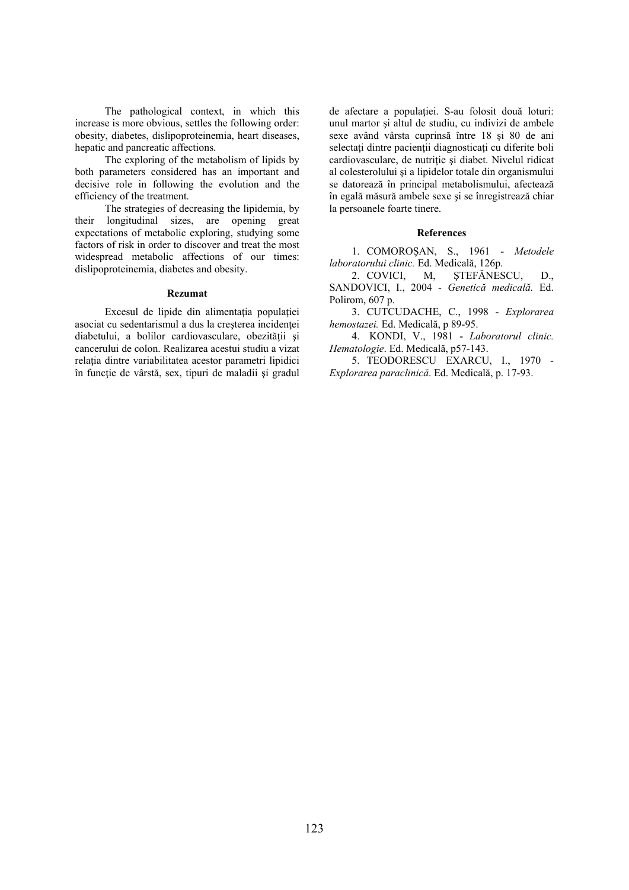The pathological context, in which this increase is more obvious, settles the following order: obesity, diabetes, dislipoproteinemia, heart diseases, hepatic and pancreatic affections.

The exploring of the metabolism of lipids by both parameters considered has an important and decisive role in following the evolution and the efficiency of the treatment.

The strategies of decreasing the lipidemia, by their longitudinal sizes, are opening great expectations of metabolic exploring, studying some factors of risk in order to discover and treat the most widespread metabolic affections of our times: dislipoproteinemia, diabetes and obesity.

#### Rezumat

Excesul de lipide din alimentaţia populaţiei asociat cu sedentarismul a dus la creşterea incidenţei diabetului, a bolilor cardiovasculare, obezităţii şi cancerului de colon. Realizarea acestui studiu a vizat relaţia dintre variabilitatea acestor parametri lipidici în funcţie de vârstă, sex, tipuri de maladii şi gradul de afectare a populaţiei. S-au folosit două loturi: unul martor şi altul de studiu, cu indivizi de ambele sexe având vârsta cuprinsă între 18 şi 80 de ani selectaţi dintre pacienţii diagnosticaţi cu diferite boli cardiovasculare, de nutriţie şi diabet. Nivelul ridicat al colesterolului şi a lipidelor totale din organismului se datorează în principal metabolismului, afectează în egală măsură ambele sexe şi se înregistrează chiar la persoanele foarte tinere.

#### References

1. COMOROŞAN, S., 1961 - *Metodele laboratorului clinic.* Ed. Medicală, 126p.
2. COVICI, M, ŞTEFĂNESCU, D., SANDOVICI, I., 2004 - *Genetică medicală.* Ed. Polirom, 607 p.
3. CUTCUDACHE, C., 1998 - *Explorarea hemostazei.* Ed. Medicală, p 89-95.
4. KONDI, V., 1981 - *Laboratorul clinic. Hematologie*. Ed. Medicală, p57-143.
5. TEODORESCU EXARCU, I., 1970 - *Explorarea paraclinică*. Ed. Medicală, p. 17-93.